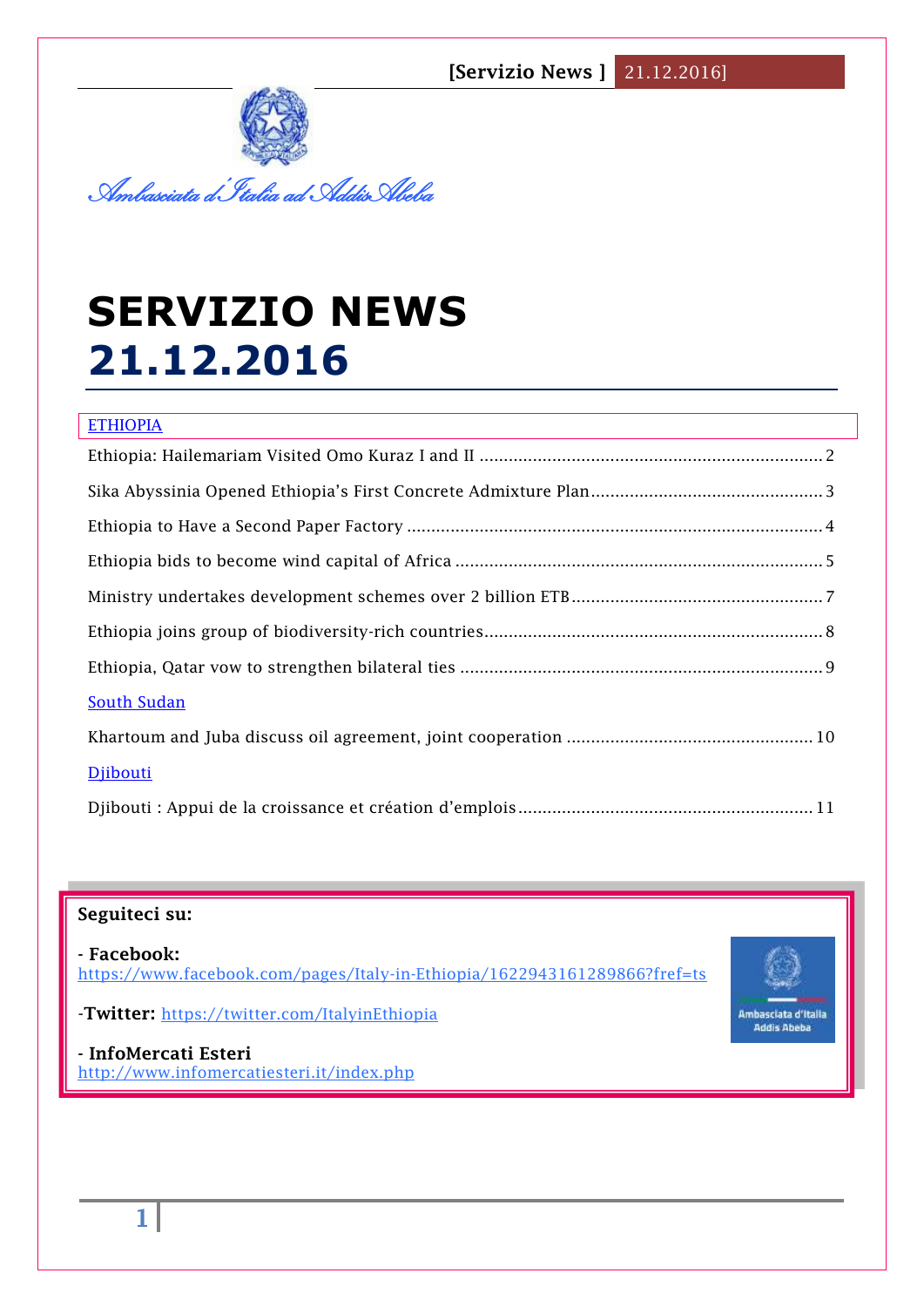Ambasciata d'Italia ad Addis Abeba

# SERVIZIO NEWS 21.12.2016

ETHIOPIA

Ethiopia: Hailemariam Visited Omo Kuraz I and II ........ 2

Sika Abyssinia Opened Ethiopia's First Concrete Admixture Plan ........ 3

Ethiopia to Have a Second Paper Factory ........ 4

Ethiopia bids to become wind capital of Africa ........ 5

Ministry undertakes development schemes over 2 billion ETB ........ 7

Ethiopia joins group of biodiversity-rich countries ........ 8

Ethiopia, Qatar vow to strengthen bilateral ties ........ 9

South Sudan

Khartoum and Juba discuss oil agreement, joint cooperation ........ 10

Djibouti

Djibouti : Appui de la croissance et création d'emplois ........ 11

**Seguiteci su:**

**- Facebook:**
https://www.facebook.com/pages/Italy-in-Ethiopia/1622943161289866?fref=ts

**-Twitter:** https://twitter.com/ItalyinEthiopia

**- InfoMercati Esteri**
http://www.infomercatiesteri.it/index.php

Ambasciata d'Italia Addis Abeba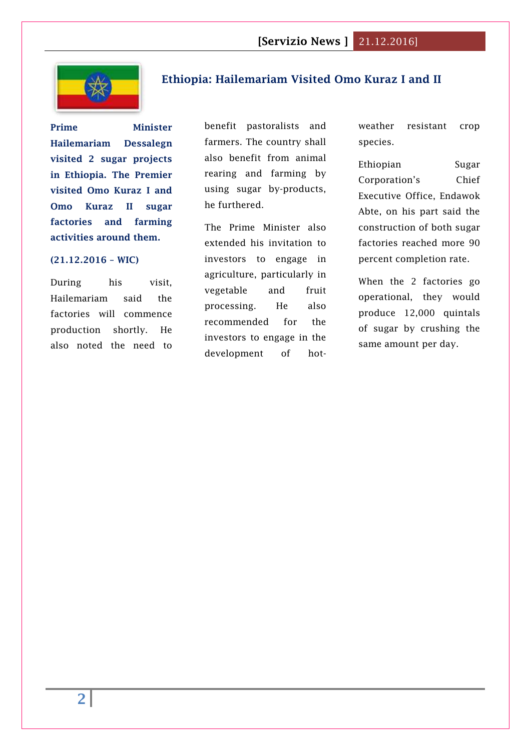## Ethiopia: Hailemariam Visited Omo Kuraz I and II

**Prime Minister Hailemariam Dessalegn visited 2 sugar projects in Ethiopia. The Premier visited Omo Kuraz I and Omo Kuraz II sugar factories and farming activities around them.**

**(21.12.2016 – WIC)**

During his visit, Hailemariam said the factories will commence production shortly. He also noted the need to benefit pastoralists and farmers. The country shall also benefit from animal rearing and farming by using sugar by-products, he furthered.

The Prime Minister also extended his invitation to investors to engage in agriculture, particularly in vegetable and fruit processing. He also recommended for the investors to engage in the development of hot-weather resistant crop species.

Ethiopian Sugar Corporation's Chief Executive Office, Endawok Abte, on his part said the construction of both sugar factories reached more 90 percent completion rate.

When the 2 factories go operational, they would produce 12,000 quintals of sugar by crushing the same amount per day.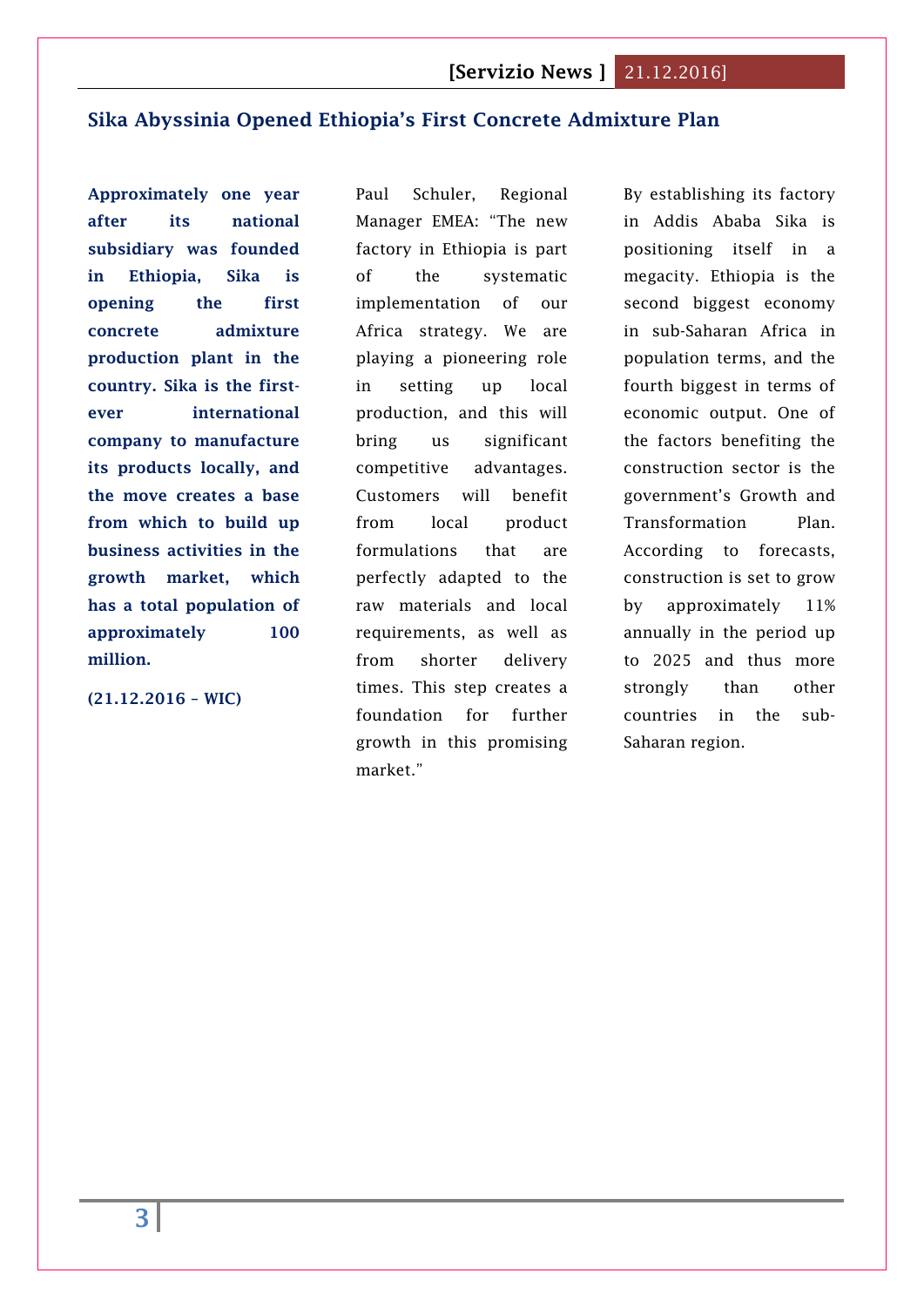## Sika Abyssinia Opened Ethiopia's First Concrete Admixture Plan

**Approximately one year after its national subsidiary was founded in Ethiopia, Sika is opening the first concrete admixture production plant in the country. Sika is the first-ever international company to manufacture its products locally, and the move creates a base from which to build up business activities in the growth market, which has a total population of approximately 100 million.**

**(21.12.2016 – WIC)**

Paul Schuler, Regional Manager EMEA: "The new factory in Ethiopia is part of the systematic implementation of our Africa strategy. We are playing a pioneering role in setting up local production, and this will bring us significant competitive advantages. Customers will benefit from local product formulations that are perfectly adapted to the raw materials and local requirements, as well as from shorter delivery times. This step creates a foundation for further growth in this promising market."

By establishing its factory in Addis Ababa Sika is positioning itself in a megacity. Ethiopia is the second biggest economy in sub-Saharan Africa in population terms, and the fourth biggest in terms of economic output. One of the factors benefiting the construction sector is the government's Growth and Transformation Plan. According to forecasts, construction is set to grow by approximately 11% annually in the period up to 2025 and thus more strongly than other countries in the sub-Saharan region.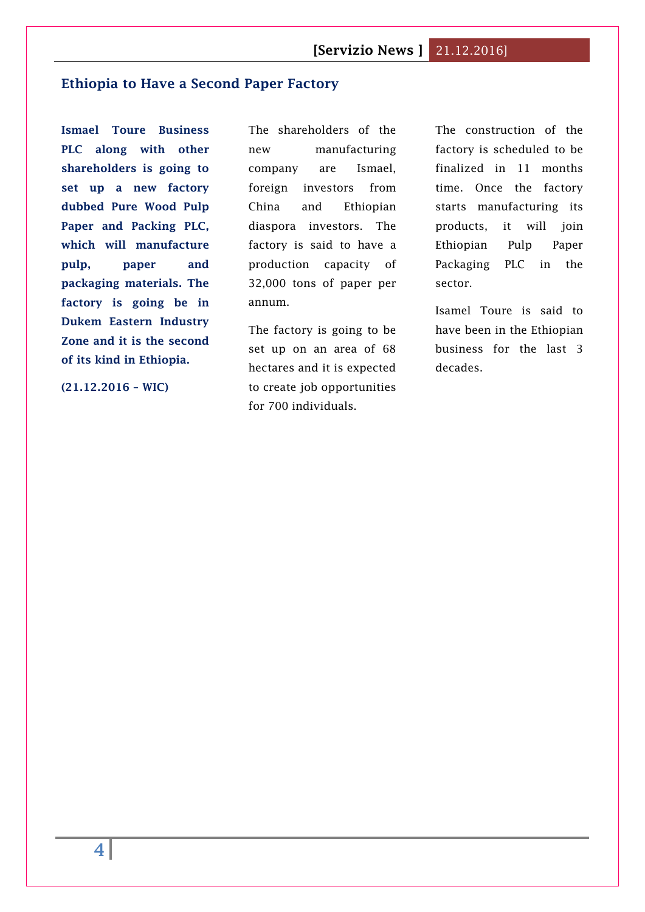## Ethiopia to Have a Second Paper Factory

**Ismael Toure Business PLC along with other shareholders is going to set up a new factory dubbed Pure Wood Pulp Paper and Packing PLC, which will manufacture pulp, paper and packaging materials. The factory is going be in Dukem Eastern Industry Zone and it is the second of its kind in Ethiopia.**

**(21.12.2016 – WIC)**

The shareholders of the new manufacturing company are Ismael, foreign investors from China and Ethiopian diaspora investors. The factory is said to have a production capacity of 32,000 tons of paper per annum.

The factory is going to be set up on an area of 68 hectares and it is expected to create job opportunities for 700 individuals.

The construction of the factory is scheduled to be finalized in 11 months time. Once the factory starts manufacturing its products, it will join Ethiopian Pulp Paper Packaging PLC in the sector.

Isamel Toure is said to have been in the Ethiopian business for the last 3 decades.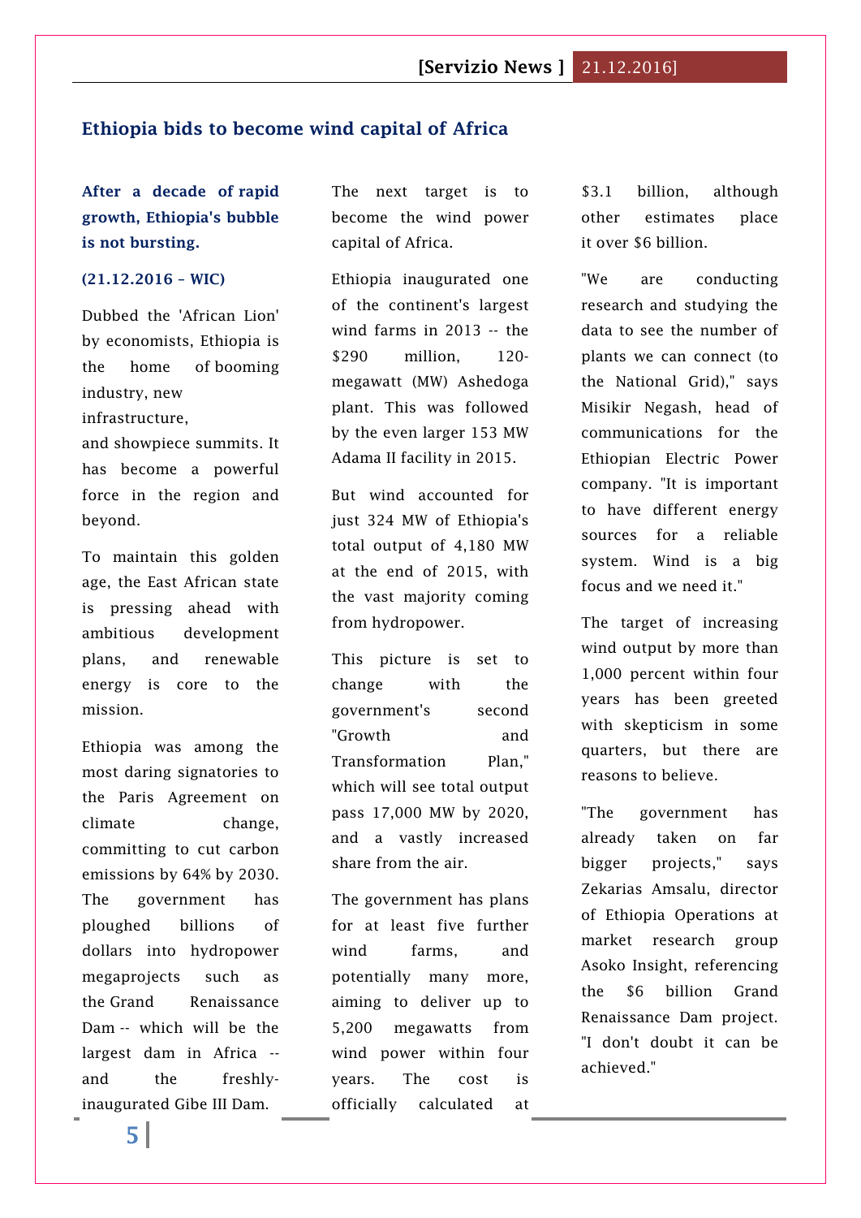## Ethiopia bids to become wind capital of Africa

**After a decade of rapid growth, Ethiopia's bubble is not bursting.**

**(21.12.2016 – WIC)**

Dubbed the 'African Lion' by economists, Ethiopia is the home of booming industry, new infrastructure, and showpiece summits. It has become a powerful force in the region and beyond.

To maintain this golden age, the East African state is pressing ahead with ambitious development plans, and renewable energy is core to the mission.

Ethiopia was among the most daring signatories to the Paris Agreement on climate change, committing to cut carbon emissions by 64% by 2030. The government has ploughed billions of dollars into hydropower megaprojects such as the Grand Renaissance Dam -- which will be the largest dam in Africa -- and the freshly-inaugurated Gibe III Dam.

The next target is to become the wind power capital of Africa.

Ethiopia inaugurated one of the continent's largest wind farms in 2013 -- the $290 million, 120-megawatt (MW) Ashedoga plant. This was followed by the even larger 153 MW Adama II facility in 2015.

But wind accounted for just 324 MW of Ethiopia's total output of 4,180 MW at the end of 2015, with the vast majority coming from hydropower.

This picture is set to change with the government's second "Growth and Transformation Plan," which will see total output pass 17,000 MW by 2020, and a vastly increased share from the air.

The government has plans for at least five further wind farms, and potentially many more, aiming to deliver up to 5,200 megawatts from wind power within four years. The cost is officially calculated at $3.1 billion, although other estimates place it over $6 billion.

"We are conducting research and studying the data to see the number of plants we can connect (to the National Grid)," says Misikir Negash, head of communications for the Ethiopian Electric Power company. "It is important to have different energy sources for a reliable system. Wind is a big focus and we need it."

The target of increasing wind output by more than 1,000 percent within four years has been greeted with skepticism in some quarters, but there are reasons to believe.

"The government has already taken on far bigger projects," says Zekarias Amsalu, director of Ethiopia Operations at market research group Asoko Insight, referencing the $6 billion Grand Renaissance Dam project. "I don't doubt it can be achieved."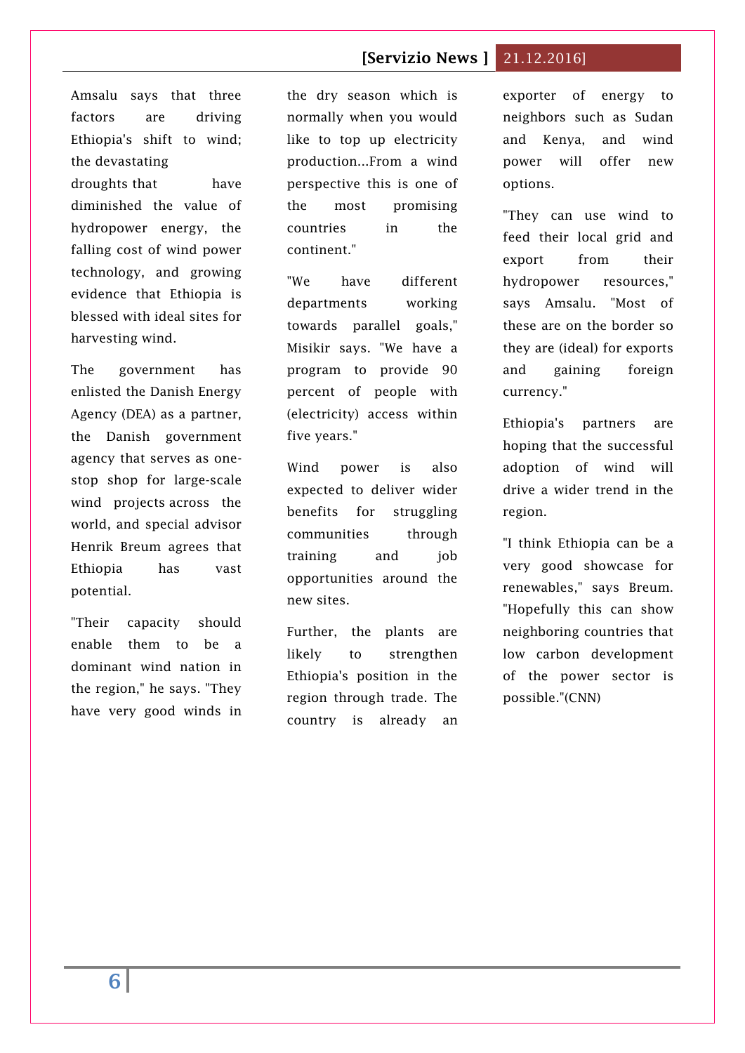Amsalu says that three factors are driving Ethiopia's shift to wind; the devastating droughts that have diminished the value of hydropower energy, the falling cost of wind power technology, and growing evidence that Ethiopia is blessed with ideal sites for harvesting wind.

The government has enlisted the Danish Energy Agency (DEA) as a partner, the Danish government agency that serves as one-stop shop for large-scale wind projects across the world, and special advisor Henrik Breum agrees that Ethiopia has vast potential.

"Their capacity should enable them to be a dominant wind nation in the region," he says. "They have very good winds in the dry season which is normally when you would like to top up electricity production...From a wind perspective this is one of the most promising countries in the continent."

"We have different departments working towards parallel goals," Misikir says. "We have a program to provide 90 percent of people with (electricity) access within five years."

Wind power is also expected to deliver wider benefits for struggling communities through training and job opportunities around the new sites.

Further, the plants are likely to strengthen Ethiopia's position in the region through trade. The country is already an exporter of energy to neighbors such as Sudan and Kenya, and wind power will offer new options.

"They can use wind to feed their local grid and export from their hydropower resources," says Amsalu. "Most of these are on the border so they are (ideal) for exports and gaining foreign currency."

Ethiopia's partners are hoping that the successful adoption of wind will drive a wider trend in the region.

"I think Ethiopia can be a very good showcase for renewables," says Breum. "Hopefully this can show neighboring countries that low carbon development of the power sector is possible."(CNN)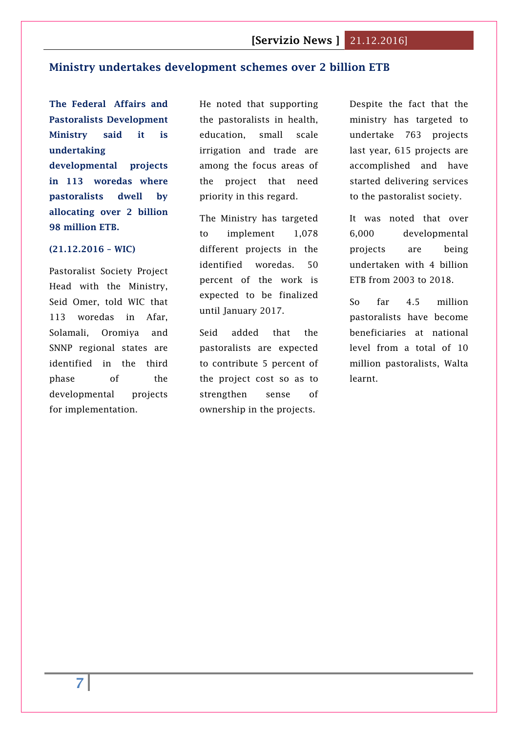## Ministry undertakes development schemes over 2 billion ETB

**The Federal Affairs and Pastoralists Development Ministry said it is undertaking developmental projects in 113 woredas where pastoralists dwell by allocating over 2 billion 98 million ETB.**

**(21.12.2016 – WIC)**

Pastoralist Society Project Head with the Ministry, Seid Omer, told WIC that 113 woredas in Afar, Solamali, Oromiya and SNNP regional states are identified in the third phase of the developmental projects for implementation.

He noted that supporting the pastoralists in health, education, small scale irrigation and trade are among the focus areas of the project that need priority in this regard.

The Ministry has targeted to implement 1,078 different projects in the identified woredas. 50 percent of the work is expected to be finalized until January 2017.

Seid added that the pastoralists are expected to contribute 5 percent of the project cost so as to strengthen sense of ownership in the projects.

Despite the fact that the ministry has targeted to undertake 763 projects last year, 615 projects are accomplished and have started delivering services to the pastoralist society.

It was noted that over 6,000 developmental projects are being undertaken with 4 billion ETB from 2003 to 2018.

So far 4.5 million pastoralists have become beneficiaries at national level from a total of 10 million pastoralists, Walta learnt.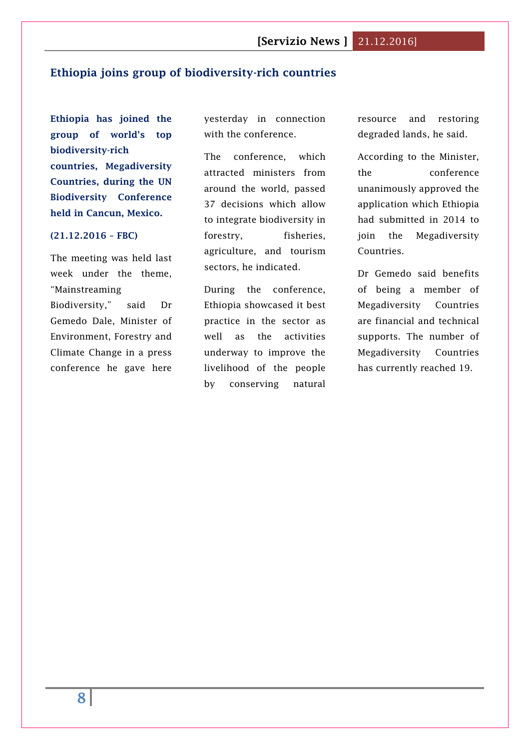## Ethiopia joins group of biodiversity-rich countries

**Ethiopia has joined the group of world's top biodiversity-rich countries, Megadiversity Countries, during the UN Biodiversity Conference held in Cancun, Mexico.**

**(21.12.2016 – FBC)**

The meeting was held last week under the theme, "Mainstreaming Biodiversity," said Dr Gemedo Dale, Minister of Environment, Forestry and Climate Change in a press conference he gave here yesterday in connection with the conference.

The conference, which attracted ministers from around the world, passed 37 decisions which allow to integrate biodiversity in forestry, fisheries, agriculture, and tourism sectors, he indicated.

During the conference, Ethiopia showcased it best practice in the sector as well as the activities underway to improve the livelihood of the people by conserving natural resource and restoring degraded lands, he said.

According to the Minister, the conference unanimously approved the application which Ethiopia had submitted in 2014 to join the Megadiversity Countries.

Dr Gemedo said benefits of being a member of Megadiversity Countries are financial and technical supports. The number of Megadiversity Countries has currently reached 19.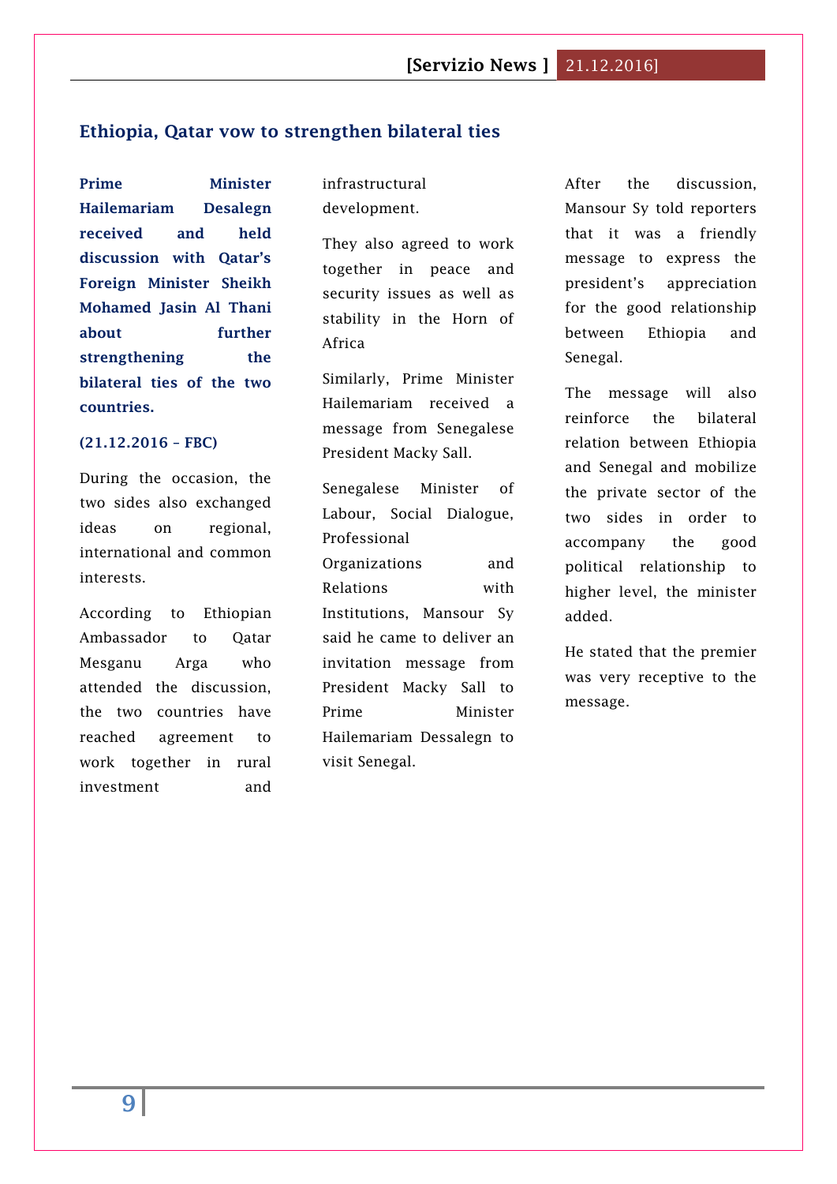## Ethiopia, Qatar vow to strengthen bilateral ties

**Prime Minister Hailemariam Desalegn received and held discussion with Qatar's Foreign Minister Sheikh Mohamed Jasin Al Thani about further strengthening the bilateral ties of the two countries.**

**(21.12.2016 – FBC)**

During the occasion, the two sides also exchanged ideas on regional, international and common interests.

According to Ethiopian Ambassador to Qatar Mesganu Arga who attended the discussion, the two countries have reached agreement to work together in rural investment and infrastructural development.

They also agreed to work together in peace and security issues as well as stability in the Horn of Africa

Similarly, Prime Minister Hailemariam received a message from Senegalese President Macky Sall.

Senegalese Minister of Labour, Social Dialogue, Professional Organizations and Relations with Institutions, Mansour Sy said he came to deliver an invitation message from President Macky Sall to Prime Minister Hailemariam Dessalegn to visit Senegal.

After the discussion, Mansour Sy told reporters that it was a friendly message to express the president's appreciation for the good relationship between Ethiopia and Senegal.

The message will also reinforce the bilateral relation between Ethiopia and Senegal and mobilize the private sector of the two sides in order to accompany the good political relationship to higher level, the minister added.

He stated that the premier was very receptive to the message.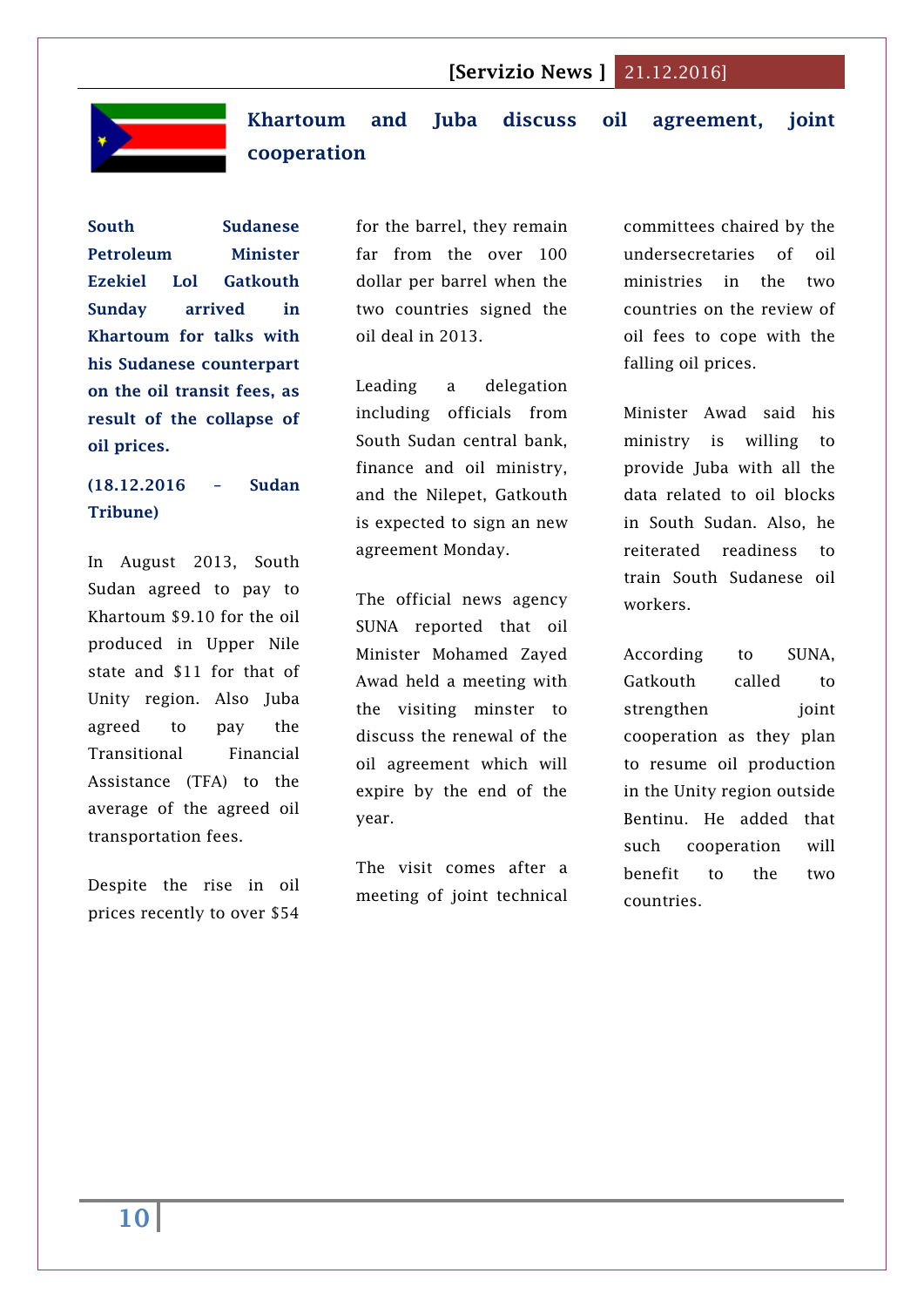## Khartoum and Juba discuss oil agreement, joint cooperation

**South Sudanese Petroleum Minister Ezekiel Lol Gatkouth Sunday arrived in Khartoum for talks with his Sudanese counterpart on the oil transit fees, as result of the collapse of oil prices.**

**(18.12.2016 – Sudan Tribune)**

In August 2013, South Sudan agreed to pay to Khartoum $9.10 for the oil produced in Upper Nile state and $11 for that of Unity region. Also Juba agreed to pay the Transitional Financial Assistance (TFA) to the average of the agreed oil transportation fees.

Despite the rise in oil prices recently to over $54 for the barrel, they remain far from the over 100 dollar per barrel when the two countries signed the oil deal in 2013.

Leading a delegation including officials from South Sudan central bank, finance and oil ministry, and the Nilepet, Gatkouth is expected to sign an new agreement Monday.

The official news agency SUNA reported that oil Minister Mohamed Zayed Awad held a meeting with the visiting minster to discuss the renewal of the oil agreement which will expire by the end of the year.

The visit comes after a meeting of joint technical committees chaired by the undersecretaries of oil ministries in the two countries on the review of oil fees to cope with the falling oil prices.

Minister Awad said his ministry is willing to provide Juba with all the data related to oil blocks in South Sudan. Also, he reiterated readiness to train South Sudanese oil workers.

According to SUNA, Gatkouth called to strengthen joint cooperation as they plan to resume oil production in the Unity region outside Bentinu. He added that such cooperation will benefit to the two countries.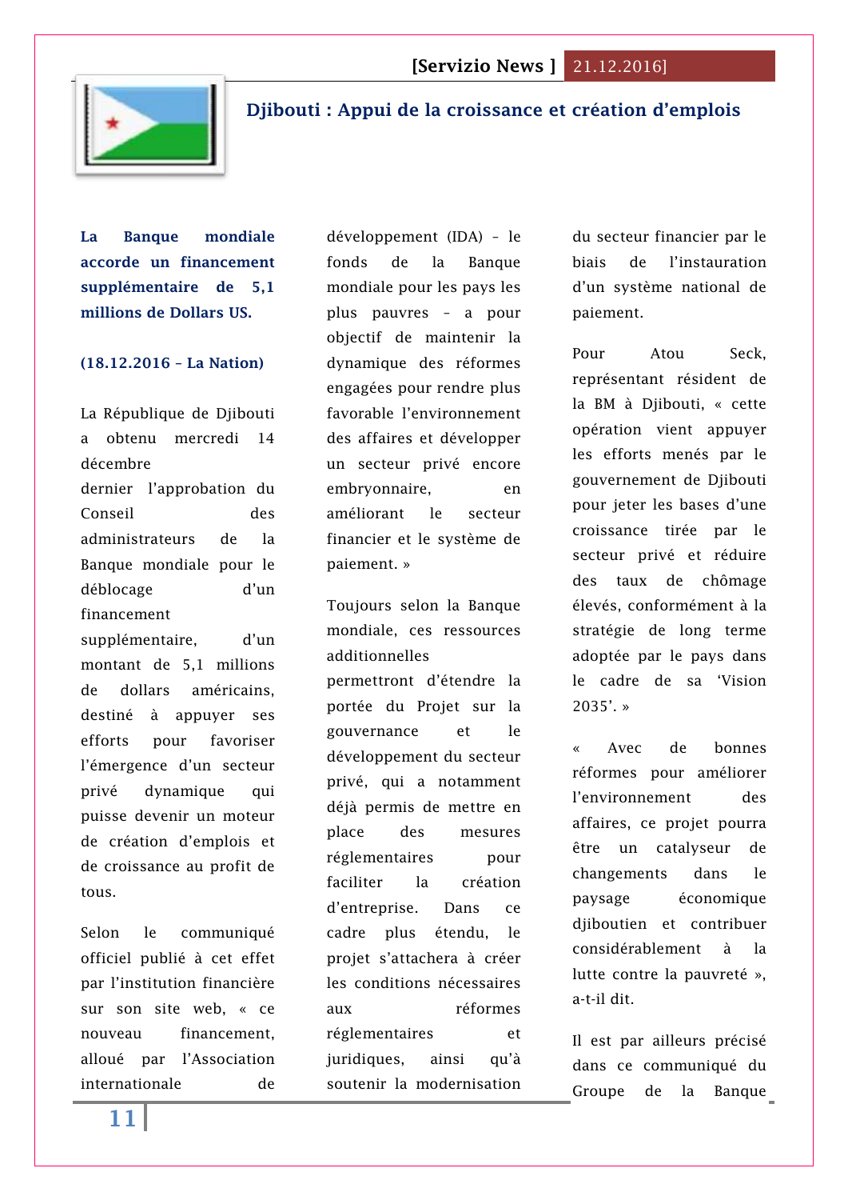## Djibouti : Appui de la croissance et création d'emplois

**La Banque mondiale accorde un financement supplémentaire de 5,1 millions de Dollars US.**

**(18.12.2016 – La Nation)**

La République de Djibouti a obtenu mercredi 14 décembre dernier l'approbation du Conseil des administrateurs de la Banque mondiale pour le déblocage d'un financement supplémentaire, d'un montant de 5,1 millions de dollars américains, destiné à appuyer ses efforts pour favoriser l'émergence d'un secteur privé dynamique qui puisse devenir un moteur de création d'emplois et de croissance au profit de tous.

Selon le communiqué officiel publié à cet effet par l'institution financière sur son site web, « ce nouveau financement, alloué par l'Association internationale de développement (IDA) – le fonds de la Banque mondiale pour les pays les plus pauvres – a pour objectif de maintenir la dynamique des réformes engagées pour rendre plus favorable l'environnement des affaires et développer un secteur privé encore embryonnaire, en améliorant le secteur financier et le système de paiement. »

Toujours selon la Banque mondiale, ces ressources additionnelles permettront d'étendre la portée du Projet sur la gouvernance et le développement du secteur privé, qui a notamment déjà permis de mettre en place des mesures réglementaires pour faciliter la création d'entreprise. Dans ce cadre plus étendu, le projet s'attachera à créer les conditions nécessaires aux réformes réglementaires et juridiques, ainsi qu'à soutenir la modernisation du secteur financier par le biais de l'instauration d'un système national de paiement.

Pour Atou Seck, représentant résident de la BM à Djibouti, « cette opération vient appuyer les efforts menés par le gouvernement de Djibouti pour jeter les bases d'une croissance tirée par le secteur privé et réduire des taux de chômage élevés, conformément à la stratégie de long terme adoptée par le pays dans le cadre de sa 'Vision 2035'. »

« Avec de bonnes réformes pour améliorer l'environnement des affaires, ce projet pourra être un catalyseur de changements dans le paysage économique djiboutien et contribuer considérablement à la lutte contre la pauvreté », a-t-il dit.

Il est par ailleurs précisé dans ce communiqué du Groupe de la Banque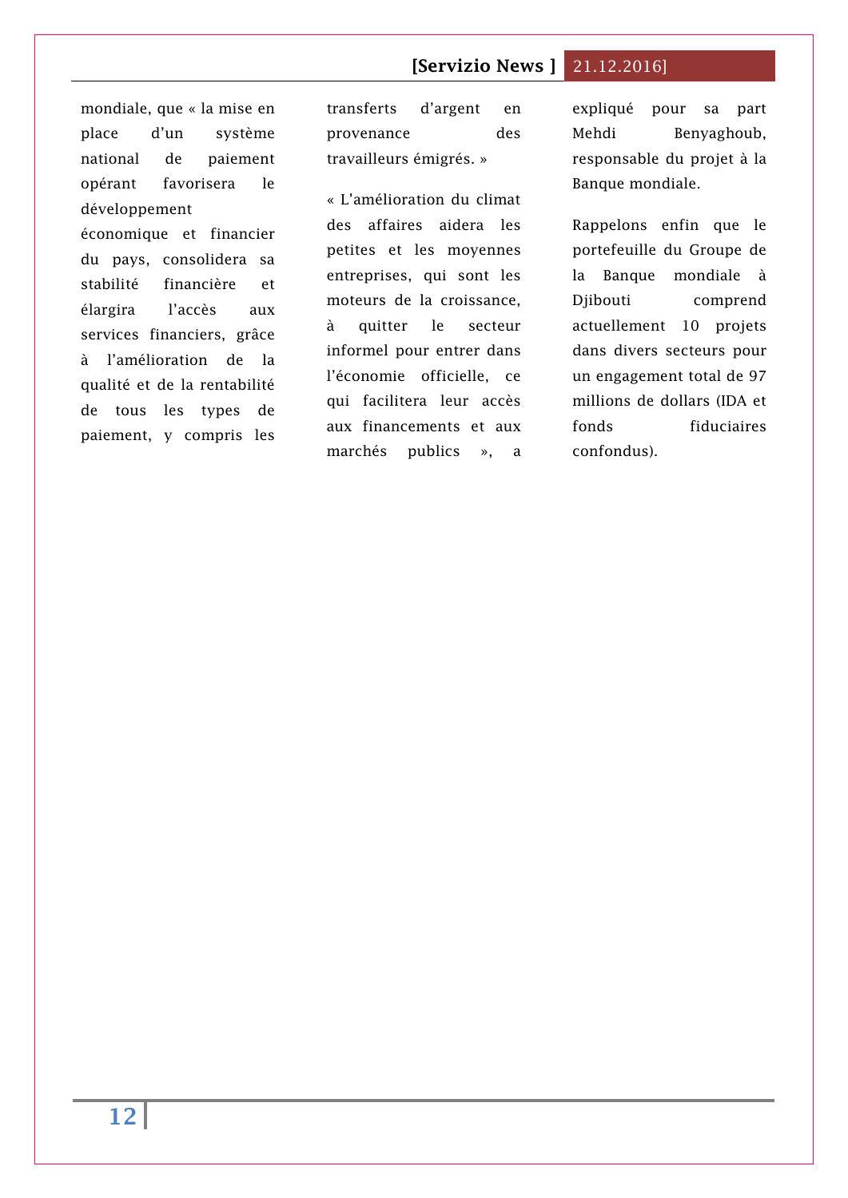mondiale, que « la mise en place d'un système national de paiement opérant favorisera le développement économique et financier du pays, consolidera sa stabilité financière et élargira l'accès aux services financiers, grâce à l'amélioration de la qualité et de la rentabilité de tous les types de paiement, y compris les transferts d'argent en provenance des travailleurs émigrés. »

« L'amélioration du climat des affaires aidera les petites et les moyennes entreprises, qui sont les moteurs de la croissance, à quitter le secteur informel pour entrer dans l'économie officielle, ce qui facilitera leur accès aux financements et aux marchés publics », a expliqué pour sa part Mehdi Benyaghoub, responsable du projet à la Banque mondiale.

Rappelons enfin que le portefeuille du Groupe de la Banque mondiale à Djibouti comprend actuellement 10 projets dans divers secteurs pour un engagement total de 97 millions de dollars (IDA et fonds fiduciaires confondus).